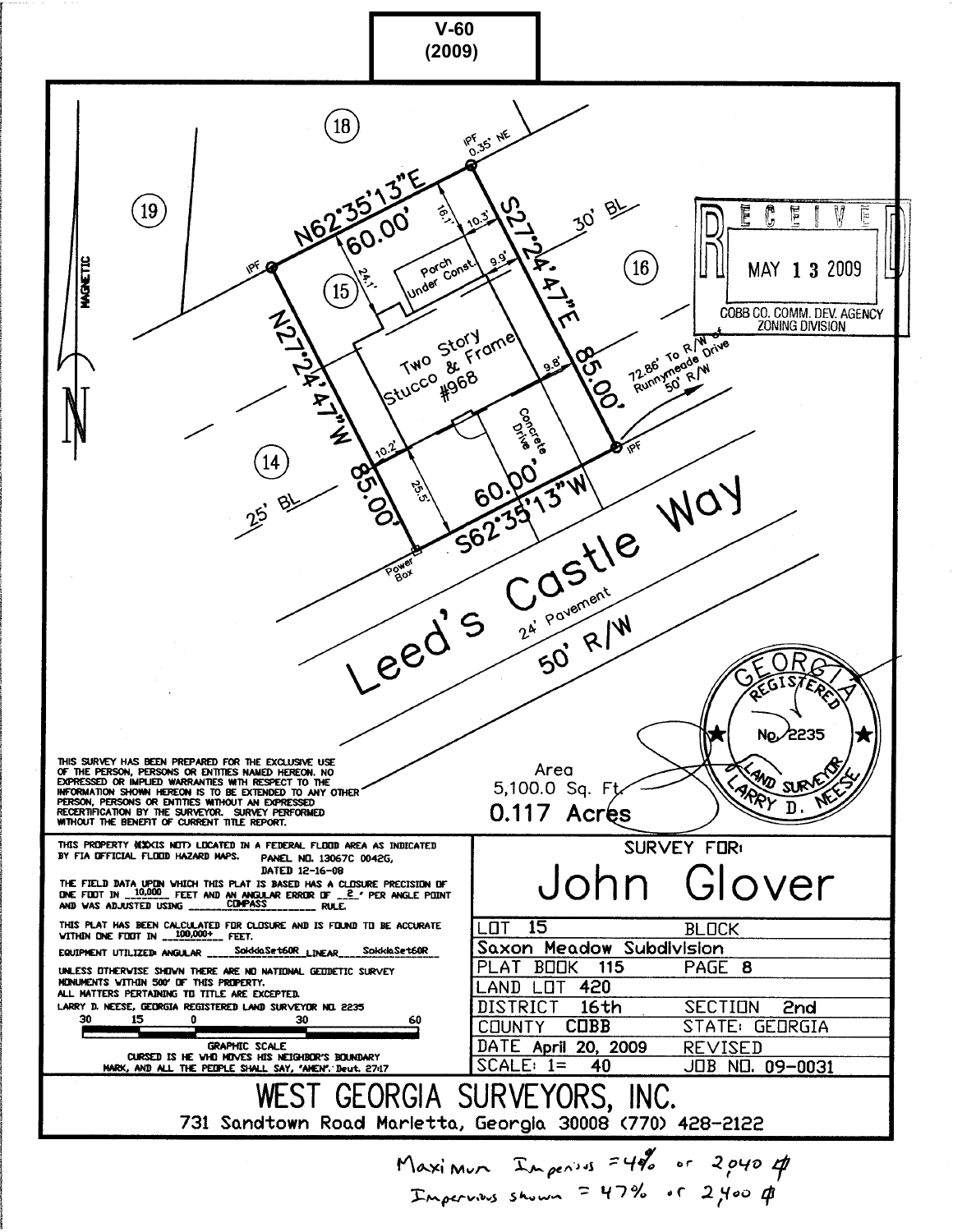**V-60**
**(2009)**

(18)

(19)

IPF 0.35' NE

N62°35'13"E
60.00'

IPF

16.1'
10.3'
30' BL
(16)

**RECEIVED**
MAY 13 2009
COBB CO. COMM. DEV. AGENCY
ZONING DIVISION

MAGNETIC

24.1'
Porch Under Const.
9.9'

(15)

S27°24'47"E

N27°24'47"W

Two Story Stucco & Frame #968

9.8'

85.00'

72.86' To R/W of Runnymeade Drive 50' R/W

Concrete Drive

10.2'

IPF

(14)

25' BL

85.00'

25.5'

60.00'
S62°35'13"W

Power Box

Leed's Castle Way
24' Pavement
50' R/W

GEORGIA REGISTERED No. 2235 LAND SURVEYOR LARRY D. NEESE

THIS SURVEY HAS BEEN PREPARED FOR THE EXCLUSIVE USE OF THE PERSON, PERSONS OR ENTITIES NAMED HEREON. NO EXPRESSED OR IMPLIED WARRANTIES WITH RESPECT TO THE INFORMATION SHOWN HEREON IS TO BE EXTENDED TO ANY OTHER PERSON, PERSONS OR ENTITIES WITHOUT AN EXPRESSED RECERTIFICATION BY THE SURVEYOR. SURVEY PERFORMED WITHOUT THE BENEFIT OF CURRENT TITLE REPORT.

Area
5,100.0 Sq. Ft.
**0.117 Acres**

THIS PROPERTY (IS NOT) LOCATED IN A FEDERAL FLOOD AREA AS INDICATED BY FIA OFFICIAL FLOOD HAZARD MAPS. PANEL NO. 13067C 0042G, DATED 12-16-08

THE FIELD DATA UPON WHICH THIS PLAT IS BASED HAS A CLOSURE PRECISION OF ONE FOOT IN 10,000 FEET AND AN ANGULAR ERROR OF 2" PER ANGLE POINT AND WAS ADJUSTED USING COMPASS RULE.

THIS PLAT HAS BEEN CALCULATED FOR CLOSURE AND IS FOUND TO BE ACCURATE WITHIN ONE FOOT IN 100,000+ FEET.

EQUIPMENT UTILIZED: ANGULAR Sokkia Set60R LINEAR Sokkia Set60R

UNLESS OTHERWISE SHOWN THERE ARE NO NATIONAL GEODETIC SURVEY MONUMENTS WITHIN 500' OF THIS PROPERTY.
ALL MATTERS PERTAINING TO TITLE ARE EXCEPTED.
LARRY D. NEESE, GEORGIA REGISTERED LAND SURVEYOR NO. 2235

30 15 0 30 60
GRAPHIC SCALE

CURSED IS HE WHO MOVES HIS NEIGHBOR'S BOUNDARY MARK, AND ALL THE PEOPLE SHALL SAY, 'AMEN'. Deut. 27:17

SURVEY FOR:
# John Glover

| | |
|---|---|
| LOT 15 | BLOCK |
| Saxon Meadow Subdivision | |
| PLAT BOOK 115 | PAGE 8 |
| LAND LOT 420 | |
| DISTRICT 16th | SECTION 2nd |
| COUNTY COBB | STATE: GEORGIA |
| DATE April 20, 2009 | REVISED |
| SCALE: 1= 40 | JOB NO. 09-0031 |

## WEST GEORGIA SURVEYORS, INC.
731 Sandtown Road Marietta, Georgia 30008 (770) 428-2122

Maximum Impervious = 40% or 2040 ф
Impervious shown = 47% or 2400 ф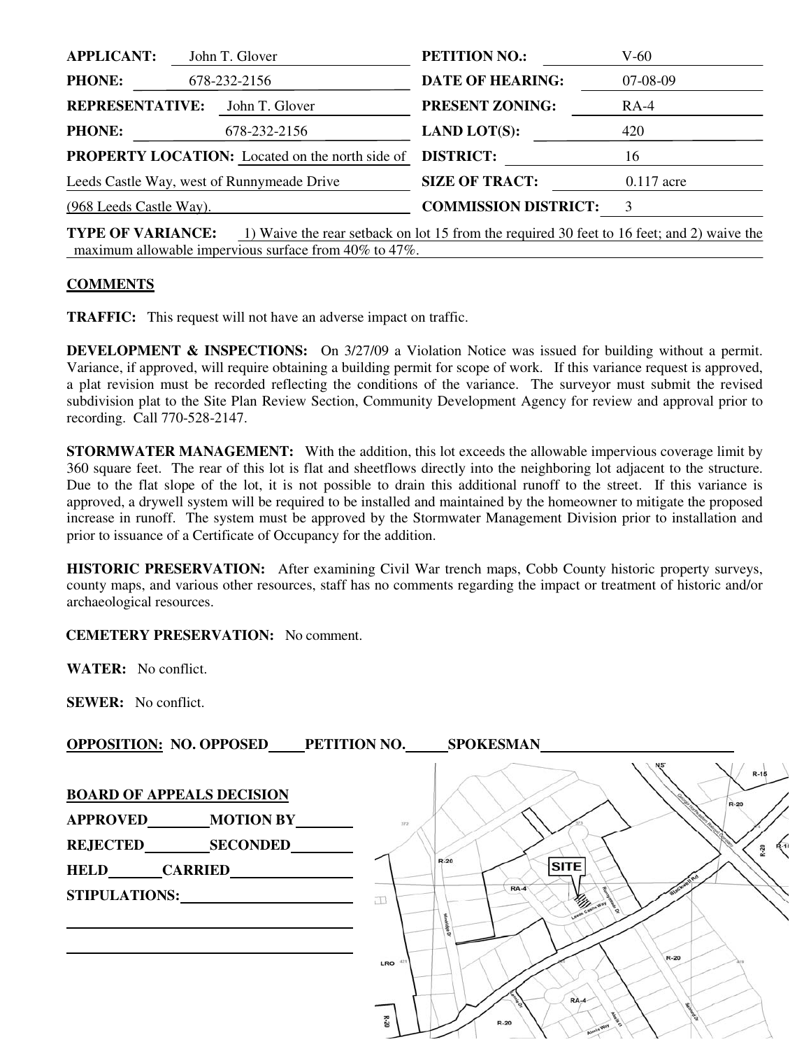| | | | |
|---|---|---|---|
| **APPLICANT:** | John T. Glover | **PETITION NO.:** | V-60 |
| **PHONE:** | 678-232-2156 | **DATE OF HEARING:** | 07-08-09 |
| **REPRESENTATIVE:** | John T. Glover | **PRESENT ZONING:** | RA-4 |
| **PHONE:** | 678-232-2156 | **LAND LOT(S):** | 420 |
| **PROPERTY LOCATION:** | Located on the north side of Leeds Castle Way, west of Runnymeade Drive (968 Leeds Castle Way). | **DISTRICT:** | 16 |
| | | **SIZE OF TRACT:** | 0.117 acre |
| | | **COMMISSION DISTRICT:** | 3 |

**TYPE OF VARIANCE:** 1) Waive the rear setback on lot 15 from the required 30 feet to 16 feet; and 2) waive the maximum allowable impervious surface from 40% to 47%.

## COMMENTS

**TRAFFIC:** This request will not have an adverse impact on traffic.

**DEVELOPMENT & INSPECTIONS:** On 3/27/09 a Violation Notice was issued for building without a permit. Variance, if approved, will require obtaining a building permit for scope of work. If this variance request is approved, a plat revision must be recorded reflecting the conditions of the variance. The surveyor must submit the revised subdivision plat to the Site Plan Review Section, Community Development Agency for review and approval prior to recording. Call 770-528-2147.

**STORMWATER MANAGEMENT:** With the addition, this lot exceeds the allowable impervious coverage limit by 360 square feet. The rear of this lot is flat and sheetflows directly into the neighboring lot adjacent to the structure. Due to the flat slope of the lot, it is not possible to drain this additional runoff to the street. If this variance is approved, a drywell system will be required to be installed and maintained by the homeowner to mitigate the proposed increase in runoff. The system must be approved by the Stormwater Management Division prior to installation and prior to issuance of a Certificate of Occupancy for the addition.

**HISTORIC PRESERVATION:** After examining Civil War trench maps, Cobb County historic property surveys, county maps, and various other resources, staff has no comments regarding the impact or treatment of historic and/or archaeological resources.

**CEMETERY PRESERVATION:** No comment.

**WATER:** No conflict.

**SEWER:** No conflict.

**OPPOSITION: NO. OPPOSED\_\_\_\_ PETITION NO.\_\_\_\_ SPOKESMAN\_\_\_\_\_\_\_\_\_\_**

**BOARD OF APPEALS DECISION**

**APPROVED\_\_\_\_\_\_ MOTION BY\_\_\_\_\_\_**

**REJECTED\_\_\_\_\_\_ SECONDED\_\_\_\_\_\_**

**HELD\_\_\_\_\_\_ CARRIED\_\_\_\_\_\_**

**STIPULATIONS:\_\_\_\_\_\_\_\_\_\_**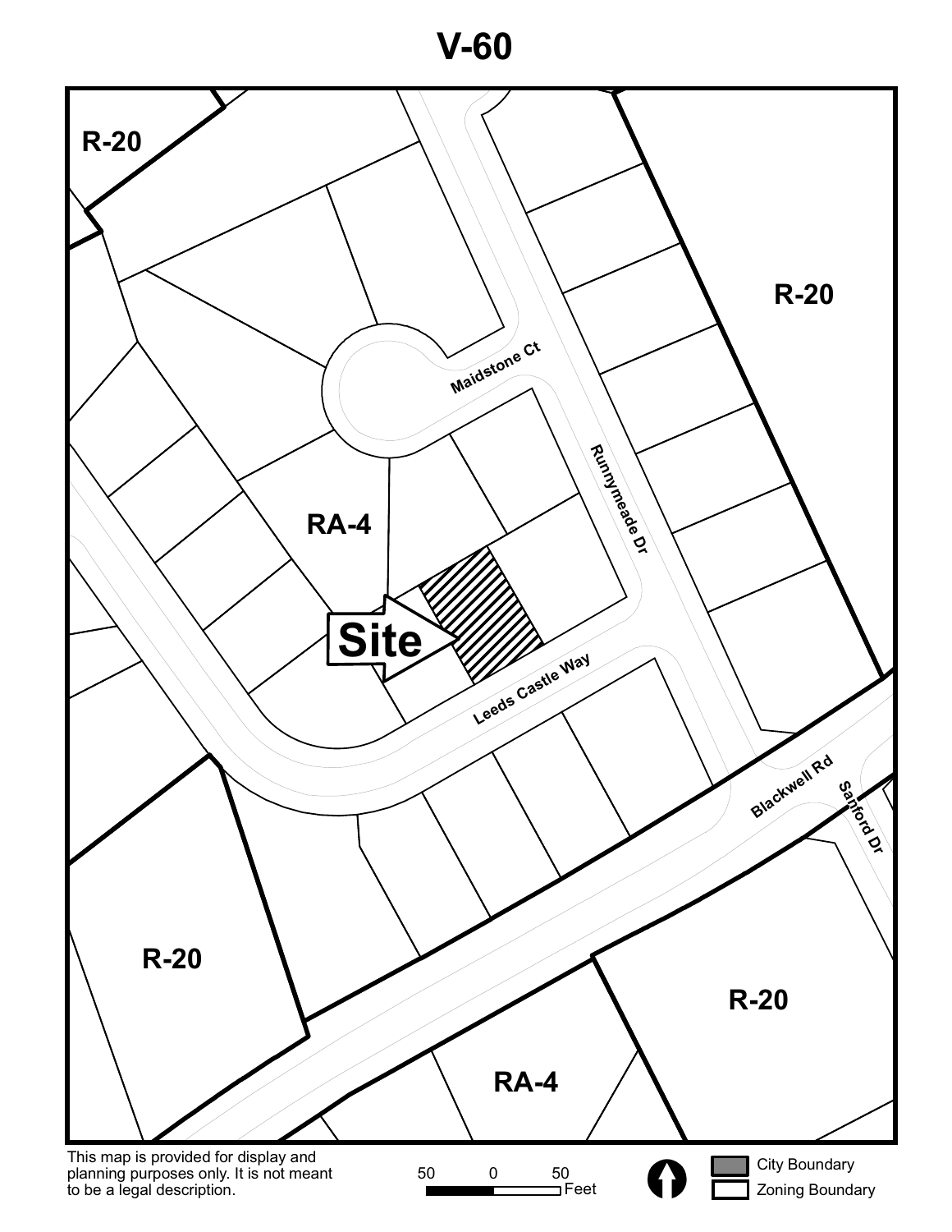# V-60

R-20

R-20

Maidstone Ct

Runnymeade Dr

RA-4

Site

Leeds Castle Way

Blackwell Rd

Sanford Dr

R-20

R-20

RA-4

This map is provided for display and planning purposes only. It is not meant to be a legal description.

50 0 50 Feet

City Boundary

Zoning Boundary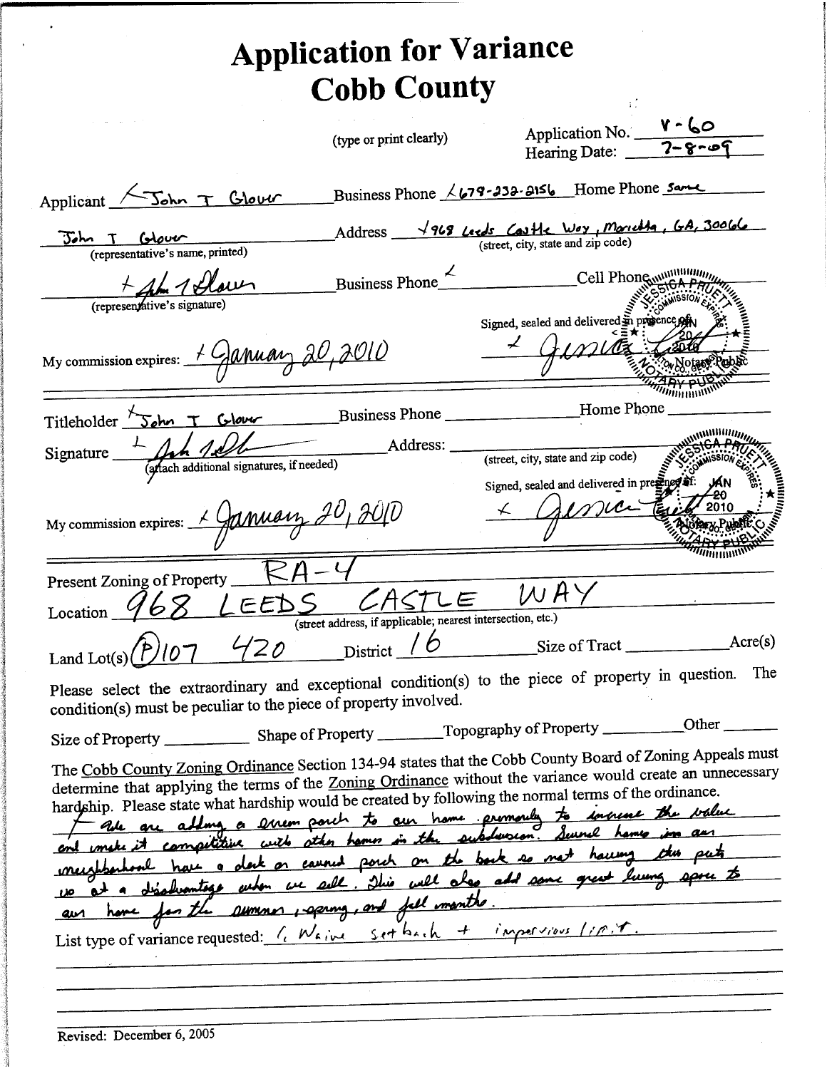# Application for Variance
# Cobb County

(type or print clearly)

Application No. V-60
Hearing Date: 7-8-09

Applicant John T Glover Business Phone 678-232-2156 Home Phone same

John T Glover Address 968 Leeds Castle Way, Marietta, GA, 30066
(representative's name, printed) (street, city, state and zip code)

John T Glover Business Phone ______ Cell Phone ______
(representative's signature)

Signed, sealed and delivered in presence of:

My commission expires: January 20, 2010 Jessica Pruett Notary Public

Titleholder John T Glover Business Phone ______ Home Phone ______

Signature John T Glover Address: ______
(attach additional signatures, if needed) (street, city, state and zip code)

Signed, sealed and delivered in presence of:

My commission expires: January 20, 2010 Jessica Pruett Notary Public

Present Zoning of Property RA-4

Location 968 LEEDS CASTLE WAY
(street address, if applicable; nearest intersection, etc.)

Land Lot(s) (P)107 420 District 16 Size of Tract ______ Acre(s)

Please select the extraordinary and exceptional condition(s) to the piece of property in question. The condition(s) must be peculiar to the piece of property involved.

Size of Property ______ Shape of Property ______ Topography of Property ______ Other ______

The Cobb County Zoning Ordinance Section 134-94 states that the Cobb County Board of Zoning Appeals must determine that applying the terms of the Zoning Ordinance without the variance would create an unnecessary hardship. Please state what hardship would be created by following the normal terms of the ordinance.

We are adding a screen porch to our home primarily to increase the value and make it competitive with other homes in the subdivision. Several homes in our neighborhood have a deck or covered porch on the back so not having this puts us at a disadvantage when we sell. This will also add some great living space to our home for the summer, spring, and fall months.

List type of variance requested: 1. Waive setback + impervious limit.

Revised: December 6, 2005